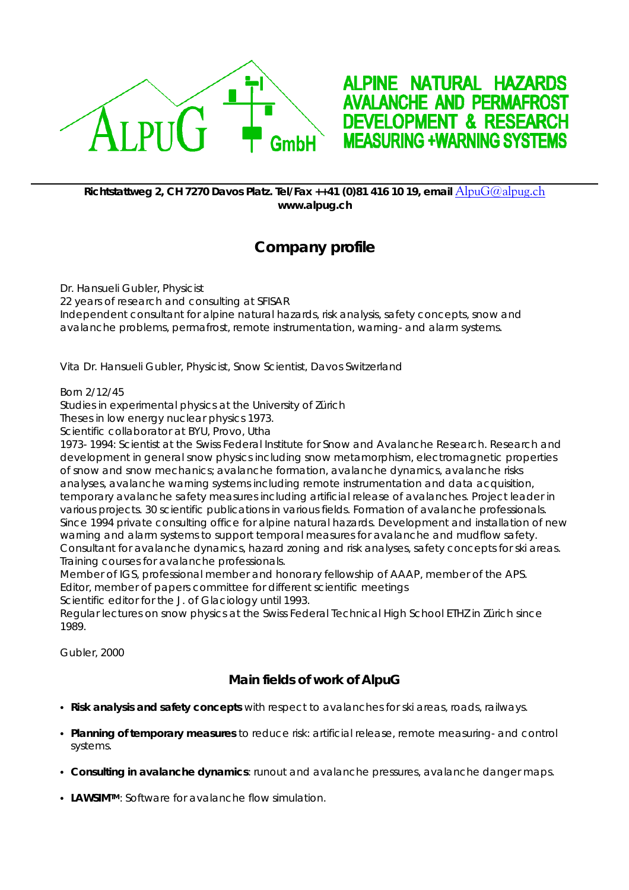ALPUG GmbH

**ALPINE NATURAL HAZARDS**
**AVALANCHE AND PERMAFROST**
**DEVELOPMENT & RESEARCH**
**MEASURING +WARNING SYSTEMS**

---

**Richtstattweg 2, CH 7270 Davos Platz. Tel/Fax ++41 (0)81 416 10 19, email** AlpuG@alpug.ch
**www.alpug.ch**

# Company profile

Dr. Hansueli Gubler, Physicist
22 years of research and consulting at SFISAR
Independent consultant for alpine natural hazards, risk analysis, safety concepts, snow and avalanche problems, permafrost, remote instrumentation, warning- and alarm systems.

Vita Dr. Hansueli Gubler, Physicist, Snow Scientist, Davos Switzerland

Born 2/12/45
Studies in experimental physics at the University of Zürich
Theses in low energy nuclear physics 1973.
Scientific collaborator at BYU, Provo, Utha
1973- 1994: Scientist at the Swiss Federal Institute for Snow and Avalanche Research. Research and development in general snow physics including snow metamorphism, electromagnetic properties of snow and snow mechanics; avalanche formation, avalanche dynamics, avalanche risks analyses, avalanche warning systems including remote instrumentation and data acquisition, temporary avalanche safety measures including artificial release of avalanches. Project leader in various projects. 30 scientific publications in various fields. Formation of avalanche professionals.
Since 1994 private consulting office for alpine natural hazards. Development and installation of new warning and alarm systems to support temporal measures for avalanche and mudflow safety. Consultant for avalanche dynamics, hazard zoning and risk analyses, safety concepts for ski areas. Training courses for avalanche professionals.
Member of IGS, professional member and honorary fellowship of AAAP, member of the APS.
Editor, member of papers committee for different scientific meetings
Scientific editor for the J. of Glaciology until 1993.
Regular lectures on snow physics at the Swiss Federal Technical High School ETHZ in Zürich since 1989.

Gubler, 2000

## Main fields of work of AlpuG

- **Risk analysis and safety concepts** with respect to avalanches for ski areas, roads, railways.
- **Planning of temporary measures** to reduce risk: artificial release, remote measuring- and control systems.
- **Consulting in avalanche dynamics**: runout and avalanche pressures, avalanche danger maps.
- **LAWSIM™**: Software for avalanche flow simulation.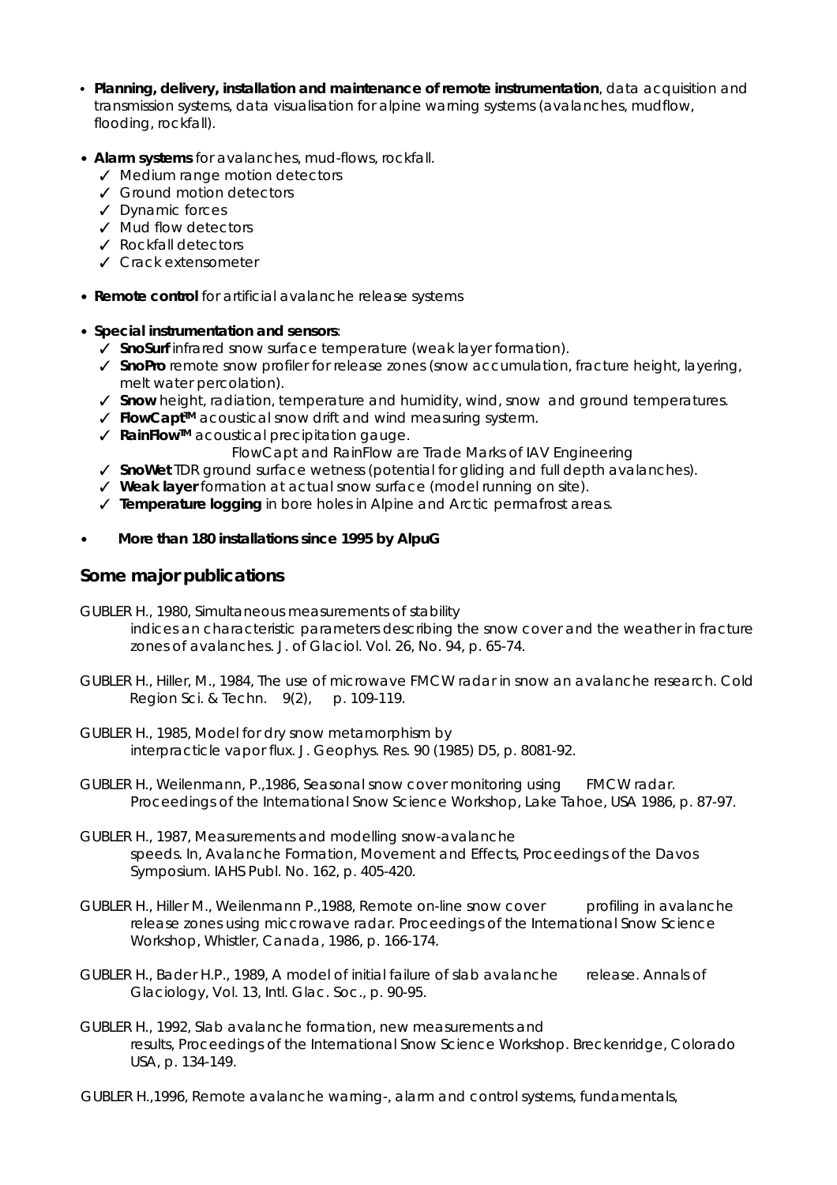- **Planning, delivery, installation and maintenance of remote instrumentation**, data acquisition and transmission systems, data visualisation for alpine warning systems (avalanches, mudflow, flooding, rockfall).

- **Alarm systems** for avalanches, mud-flows, rockfall.
  - ✓ Medium range motion detectors
  - ✓ Ground motion detectors
  - ✓ Dynamic forces
  - ✓ Mud flow detectors
  - ✓ Rockfall detectors
  - ✓ Crack extensometer

- **Remote control** for artificial avalanche release systems

- **Special instrumentation and sensors**:
  - ✓ **SnoSurf** infrared snow surface temperature (weak layer formation).
  - ✓ **SnoPro** remote snow profiler for release zones (snow accumulation, fracture height, layering, melt water percolation).
  - ✓ **Snow** height, radiation, temperature and humidity, wind, snow and ground temperatures.
  - ✓ **FlowCapt™** acoustical snow drift and wind measuring systerm.
  - ✓ **RainFlow™** acoustical precipitation gauge.

    FlowCapt and RainFlow are Trade Marks of IAV Engineering
  - ✓ **SnoWet** TDR ground surface wetness (potential for gliding and full depth avalanches).
  - ✓ **Weak layer** formation at actual snow surface (model running on site).
  - ✓ **Temperature logging** in bore holes in Alpine and Arctic permafrost areas.

- **More than 180 installations since 1995 by AlpuG**

## Some major publications

GUBLER H., 1980, Simultaneous measurements of stability indices an characteristic parameters describing the snow cover and the weather in fracture zones of avalanches. J. of Glaciol. Vol. 26, No. 94, p. 65-74.

GUBLER H., Hiller, M., 1984, The use of microwave FMCW radar in snow an avalanche research. Cold Region Sci. & Techn. 9(2), p. 109-119.

GUBLER H., 1985, Model for dry snow metamorphism by interpracticle vapor flux. J. Geophys. Res. 90 (1985) D5, p. 8081-92.

GUBLER H., Weilenmann, P.,1986, Seasonal snow cover monitoring using FMCW radar. Proceedings of the International Snow Science Workshop, Lake Tahoe, USA 1986, p. 87-97.

GUBLER H., 1987, Measurements and modelling snow-avalanche speeds. In, Avalanche Formation, Movement and Effects, Proceedings of the Davos Symposium. IAHS Publ. No. 162, p. 405-420.

GUBLER H., Hiller M., Weilenmann P.,1988, Remote on-line snow cover profiling in avalanche release zones using miccrowave radar. Proceedings of the International Snow Science Workshop, Whistler, Canada, 1986, p. 166-174.

GUBLER H., Bader H.P., 1989, A model of initial failure of slab avalanche release. Annals of Glaciology, Vol. 13, Intl. Glac. Soc., p. 90-95.

GUBLER H., 1992, Slab avalanche formation, new measurements and results, Proceedings of the International Snow Science Workshop. Breckenridge, Colorado USA, p. 134-149.

GUBLER H.,1996, Remote avalanche warning-, alarm and control systems, fundamentals,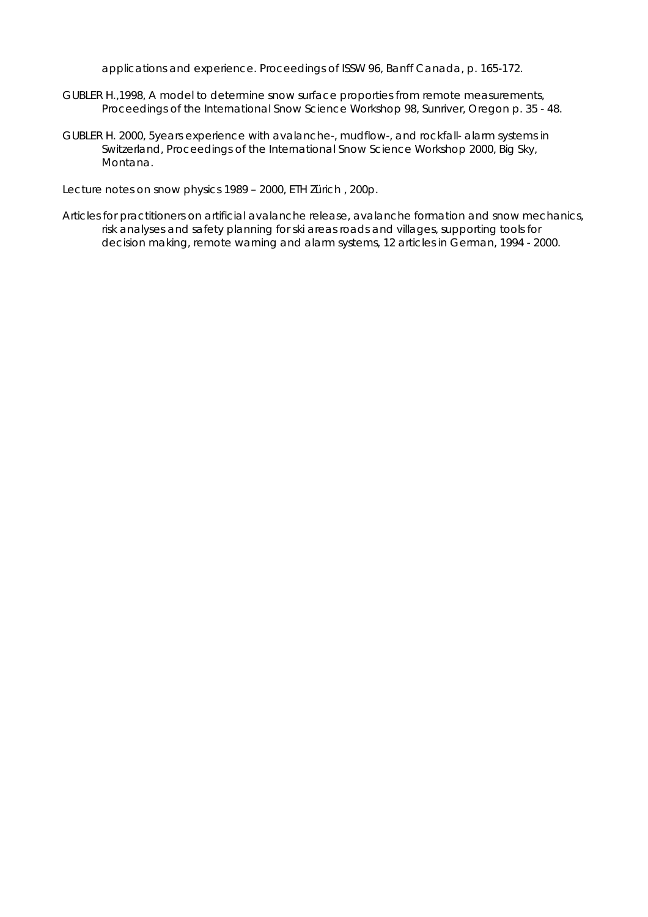applications and experience. Proceedings of ISSW 96, Banff Canada, p. 165-172.

GUBLER H.,1998, A model to determine snow surface proporties from remote measurements, Proceedings of the International Snow Science Workshop 98, Sunriver, Oregon p. 35 - 48.

GUBLER H. 2000, 5years experience with avalanche-, mudflow-, and rockfall- alarm systems in Switzerland, Proceedings of the International Snow Science Workshop 2000, Big Sky, Montana.

Lecture notes on snow physics 1989 – 2000, ETH Zürich , 200p.

Articles for practitioners on artificial avalanche release, avalanche formation and snow mechanics, risk analyses and safety planning for ski areas roads and villages, supporting tools for decision making, remote warning and alarm systems, 12 articles in German, 1994 - 2000.